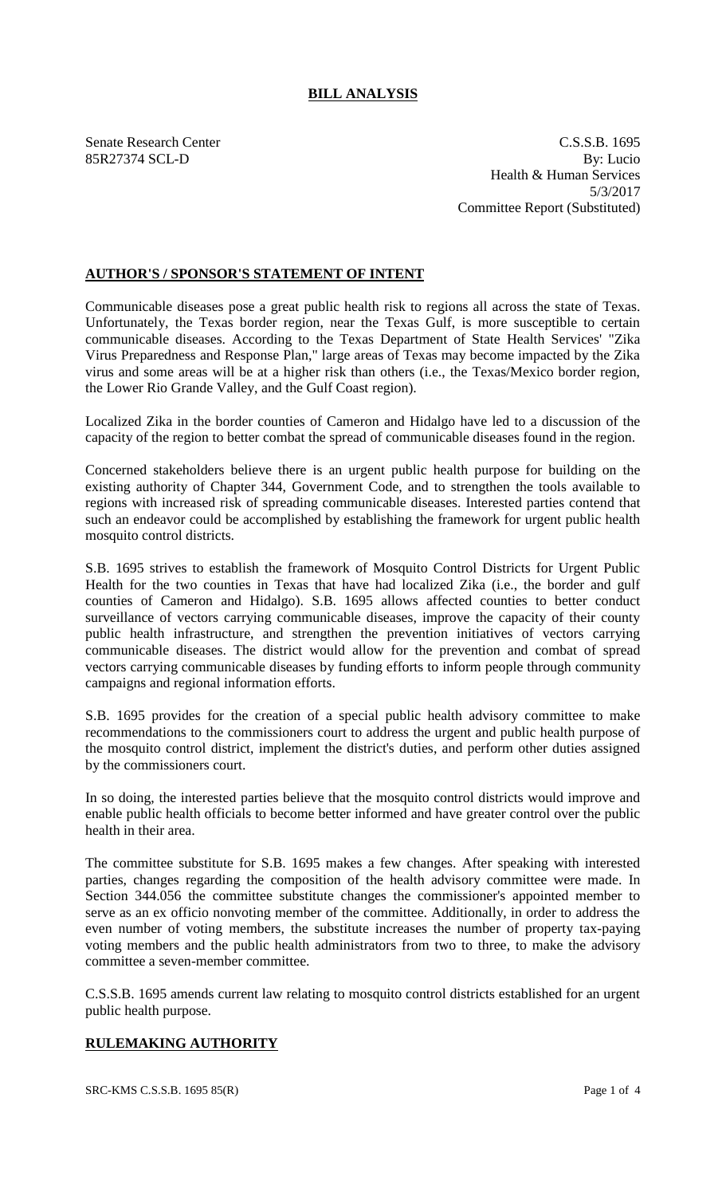# BILL ANALYSIS

Senate Research Center
85R27374 SCL-D

C.S.S.B. 1695
By: Lucio
Health & Human Services
5/3/2017
Committee Report (Substituted)

## AUTHOR'S / SPONSOR'S STATEMENT OF INTENT

Communicable diseases pose a great public health risk to regions all across the state of Texas. Unfortunately, the Texas border region, near the Texas Gulf, is more susceptible to certain communicable diseases. According to the Texas Department of State Health Services' "Zika Virus Preparedness and Response Plan," large areas of Texas may become impacted by the Zika virus and some areas will be at a higher risk than others (i.e., the Texas/Mexico border region, the Lower Rio Grande Valley, and the Gulf Coast region).

Localized Zika in the border counties of Cameron and Hidalgo have led to a discussion of the capacity of the region to better combat the spread of communicable diseases found in the region.

Concerned stakeholders believe there is an urgent public health purpose for building on the existing authority of Chapter 344, Government Code, and to strengthen the tools available to regions with increased risk of spreading communicable diseases. Interested parties contend that such an endeavor could be accomplished by establishing the framework for urgent public health mosquito control districts.

S.B. 1695 strives to establish the framework of Mosquito Control Districts for Urgent Public Health for the two counties in Texas that have had localized Zika (i.e., the border and gulf counties of Cameron and Hidalgo). S.B. 1695 allows affected counties to better conduct surveillance of vectors carrying communicable diseases, improve the capacity of their county public health infrastructure, and strengthen the prevention initiatives of vectors carrying communicable diseases. The district would allow for the prevention and combat of spread vectors carrying communicable diseases by funding efforts to inform people through community campaigns and regional information efforts.

S.B. 1695 provides for the creation of a special public health advisory committee to make recommendations to the commissioners court to address the urgent and public health purpose of the mosquito control district, implement the district's duties, and perform other duties assigned by the commissioners court.

In so doing, the interested parties believe that the mosquito control districts would improve and enable public health officials to become better informed and have greater control over the public health in their area.

The committee substitute for S.B. 1695 makes a few changes. After speaking with interested parties, changes regarding the composition of the health advisory committee were made. In Section 344.056 the committee substitute changes the commissioner's appointed member to serve as an ex officio nonvoting member of the committee. Additionally, in order to address the even number of voting members, the substitute increases the number of property tax-paying voting members and the public health administrators from two to three, to make the advisory committee a seven-member committee.

C.S.S.B. 1695 amends current law relating to mosquito control districts established for an urgent public health purpose.

## RULEMAKING AUTHORITY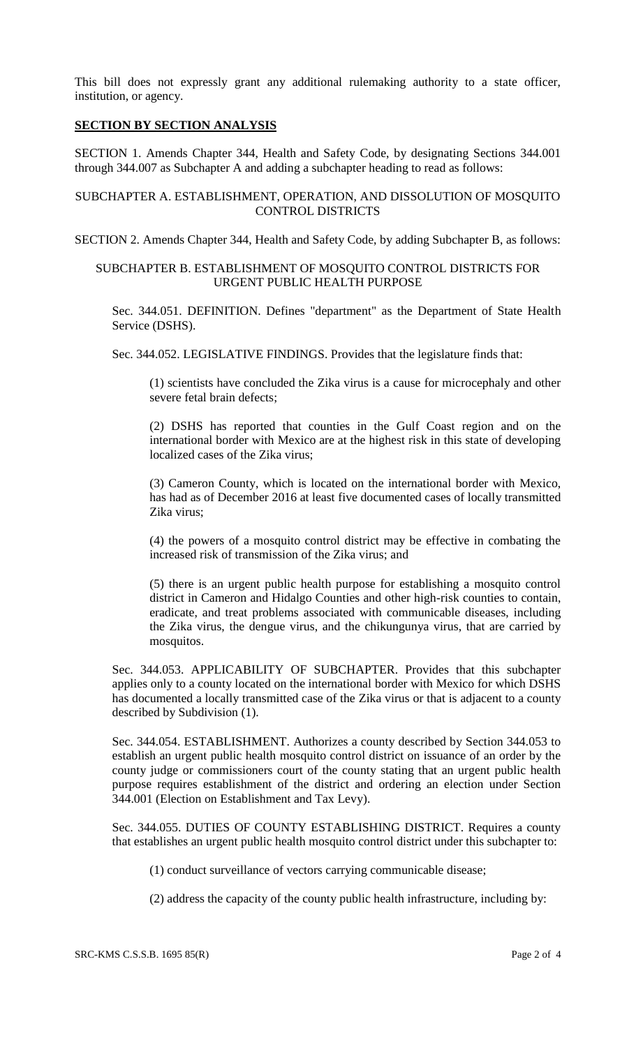This bill does not expressly grant any additional rulemaking authority to a state officer, institution, or agency.

## SECTION BY SECTION ANALYSIS

SECTION 1. Amends Chapter 344, Health and Safety Code, by designating Sections 344.001 through 344.007 as Subchapter A and adding a subchapter heading to read as follows:

SUBCHAPTER A. ESTABLISHMENT, OPERATION, AND DISSOLUTION OF MOSQUITO CONTROL DISTRICTS

SECTION 2. Amends Chapter 344, Health and Safety Code, by adding Subchapter B, as follows:

SUBCHAPTER B. ESTABLISHMENT OF MOSQUITO CONTROL DISTRICTS FOR URGENT PUBLIC HEALTH PURPOSE

Sec. 344.051. DEFINITION. Defines "department" as the Department of State Health Service (DSHS).

Sec. 344.052. LEGISLATIVE FINDINGS. Provides that the legislature finds that:

(1) scientists have concluded the Zika virus is a cause for microcephaly and other severe fetal brain defects;

(2) DSHS has reported that counties in the Gulf Coast region and on the international border with Mexico are at the highest risk in this state of developing localized cases of the Zika virus;

(3) Cameron County, which is located on the international border with Mexico, has had as of December 2016 at least five documented cases of locally transmitted Zika virus;

(4) the powers of a mosquito control district may be effective in combating the increased risk of transmission of the Zika virus; and

(5) there is an urgent public health purpose for establishing a mosquito control district in Cameron and Hidalgo Counties and other high-risk counties to contain, eradicate, and treat problems associated with communicable diseases, including the Zika virus, the dengue virus, and the chikungunya virus, that are carried by mosquitos.

Sec. 344.053. APPLICABILITY OF SUBCHAPTER. Provides that this subchapter applies only to a county located on the international border with Mexico for which DSHS has documented a locally transmitted case of the Zika virus or that is adjacent to a county described by Subdivision (1).

Sec. 344.054. ESTABLISHMENT. Authorizes a county described by Section 344.053 to establish an urgent public health mosquito control district on issuance of an order by the county judge or commissioners court of the county stating that an urgent public health purpose requires establishment of the district and ordering an election under Section 344.001 (Election on Establishment and Tax Levy).

Sec. 344.055. DUTIES OF COUNTY ESTABLISHING DISTRICT. Requires a county that establishes an urgent public health mosquito control district under this subchapter to:

(1) conduct surveillance of vectors carrying communicable disease;

(2) address the capacity of the county public health infrastructure, including by: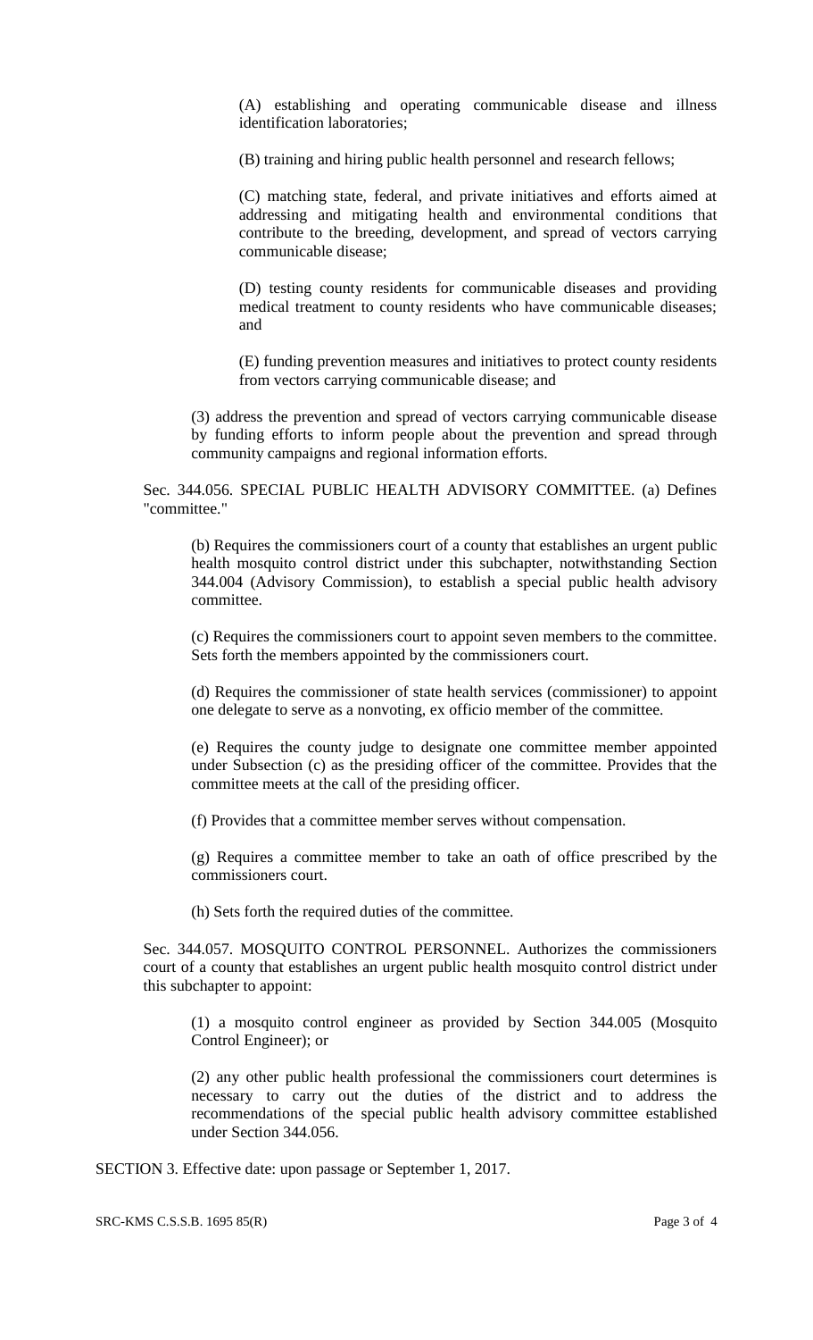(A) establishing and operating communicable disease and illness identification laboratories;

(B) training and hiring public health personnel and research fellows;

(C) matching state, federal, and private initiatives and efforts aimed at addressing and mitigating health and environmental conditions that contribute to the breeding, development, and spread of vectors carrying communicable disease;

(D) testing county residents for communicable diseases and providing medical treatment to county residents who have communicable diseases; and

(E) funding prevention measures and initiatives to protect county residents from vectors carrying communicable disease; and

(3) address the prevention and spread of vectors carrying communicable disease by funding efforts to inform people about the prevention and spread through community campaigns and regional information efforts.

Sec. 344.056. SPECIAL PUBLIC HEALTH ADVISORY COMMITTEE. (a) Defines "committee."

(b) Requires the commissioners court of a county that establishes an urgent public health mosquito control district under this subchapter, notwithstanding Section 344.004 (Advisory Commission), to establish a special public health advisory committee.

(c) Requires the commissioners court to appoint seven members to the committee. Sets forth the members appointed by the commissioners court.

(d) Requires the commissioner of state health services (commissioner) to appoint one delegate to serve as a nonvoting, ex officio member of the committee.

(e) Requires the county judge to designate one committee member appointed under Subsection (c) as the presiding officer of the committee. Provides that the committee meets at the call of the presiding officer.

(f) Provides that a committee member serves without compensation.

(g) Requires a committee member to take an oath of office prescribed by the commissioners court.

(h) Sets forth the required duties of the committee.

Sec. 344.057. MOSQUITO CONTROL PERSONNEL. Authorizes the commissioners court of a county that establishes an urgent public health mosquito control district under this subchapter to appoint:

(1) a mosquito control engineer as provided by Section 344.005 (Mosquito Control Engineer); or

(2) any other public health professional the commissioners court determines is necessary to carry out the duties of the district and to address the recommendations of the special public health advisory committee established under Section 344.056.

SECTION 3. Effective date: upon passage or September 1, 2017.